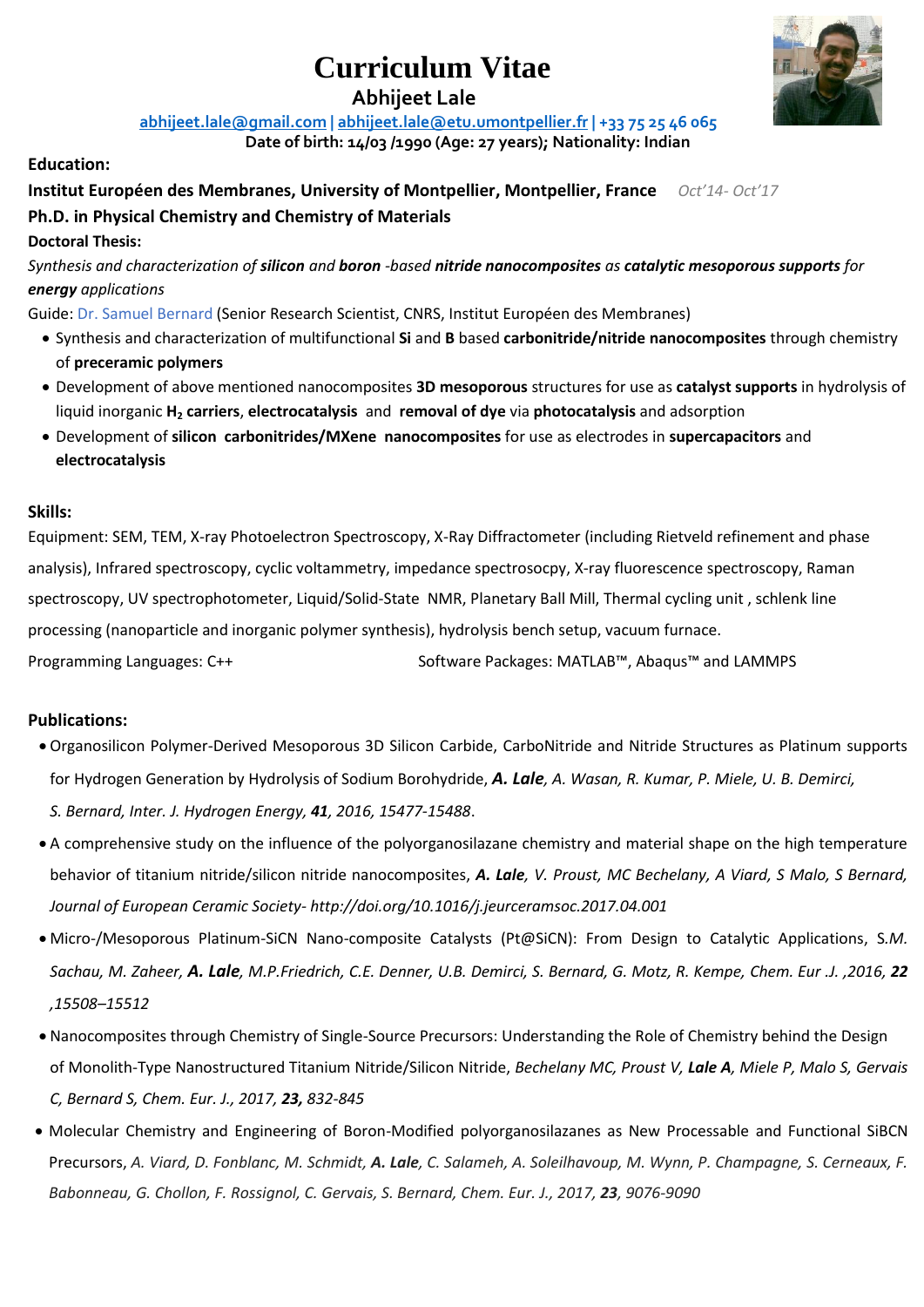# Curriculum Vitae

## Abhijeet Lale

abhijeet.lale@gmail.com | abhijeet.lale@etu.umontpellier.fr | +33 75 25 46 065

**Date of birth: 14/03 /1990 (Age: 27 years); Nationality: Indian**

### Education:

**Institut Européen des Membranes, University of Montpellier, Montpellier, France** *Oct'14- Oct'17*

**Ph.D. in Physical Chemistry and Chemistry of Materials**

**Doctoral Thesis:**

*Synthesis and characterization of* ***silicon*** *and* ***boron*** *-based* ***nitride nanocomposites*** *as* ***catalytic mesoporous supports*** *for* ***energy*** *applications*

Guide: Dr. Samuel Bernard (Senior Research Scientist, CNRS, Institut Européen des Membranes)

- Synthesis and characterization of multifunctional **Si** and **B** based **carbonitride/nitride nanocomposites** through chemistry of **preceramic polymers**
- Development of above mentioned nanocomposites **3D mesoporous** structures for use as **catalyst supports** in hydrolysis of liquid inorganic **$H_2$ carriers**, **electrocatalysis** and **removal of dye** via **photocatalysis** and adsorption
- Development of **silicon carbonitrides/MXene nanocomposites** for use as electrodes in **supercapacitors** and **electrocatalysis**

### Skills:

Equipment: SEM, TEM, X-ray Photoelectron Spectroscopy, X-Ray Diffractometer (including Rietveld refinement and phase analysis), Infrared spectroscopy, cyclic voltammetry, impedance spectrosocpy, X-ray fluorescence spectroscopy, Raman spectroscopy, UV spectrophotometer, Liquid/Solid-State NMR, Planetary Ball Mill, Thermal cycling unit , schlenk line processing (nanoparticle and inorganic polymer synthesis), hydrolysis bench setup, vacuum furnace.

Programming Languages: C++

Software Packages: MATLAB™, Abaqus™ and LAMMPS

### Publications:

- Organosilicon Polymer-Derived Mesoporous 3D Silicon Carbide, CarboNitride and Nitride Structures as Platinum supports for Hydrogen Generation by Hydrolysis of Sodium Borohydride, ***A. Lale****, A. Wasan, R. Kumar, P. Miele, U. B. Demirci, S. Bernard, Inter. J. Hydrogen Energy,* ***41****, 2016, 15477-15488*.
- A comprehensive study on the influence of the polyorganosilazane chemistry and material shape on the high temperature behavior of titanium nitride/silicon nitride nanocomposites, ***A. Lale****, V. Proust, MC Bechelany, A Viard, S Malo, S Bernard, Journal of European Ceramic Society- http://doi.org/10.1016/j.jeurceramsoc.2017.04.001*
- Micro-/Mesoporous Platinum-SiCN Nano-composite Catalysts (Pt@SiCN): From Design to Catalytic Applications, S.*M. Sachau, M. Zaheer,* ***A. Lale****, M.P.Friedrich, C.E. Denner, U.B. Demirci, S. Bernard, G. Motz, R. Kempe, Chem. Eur .J. ,2016,* ***22*** *,15508–15512*
- Nanocomposites through Chemistry of Single-Source Precursors: Understanding the Role of Chemistry behind the Design of Monolith-Type Nanostructured Titanium Nitride/Silicon Nitride, *Bechelany MC, Proust V,* ***Lale A****, Miele P, Malo S, Gervais C, Bernard S, Chem. Eur. J., 2017,* ***23,*** *832-845*
- Molecular Chemistry and Engineering of Boron-Modified polyorganosilazanes as New Processable and Functional SiBCN Precursors, *A. Viard, D. Fonblanc, M. Schmidt,* ***A. Lale****, C. Salameh, A. Soleilhavoup, M. Wynn, P. Champagne, S. Cerneaux, F. Babonneau, G. Chollon, F. Rossignol, C. Gervais, S. Bernard, Chem. Eur. J., 2017,* ***23****, 9076-9090*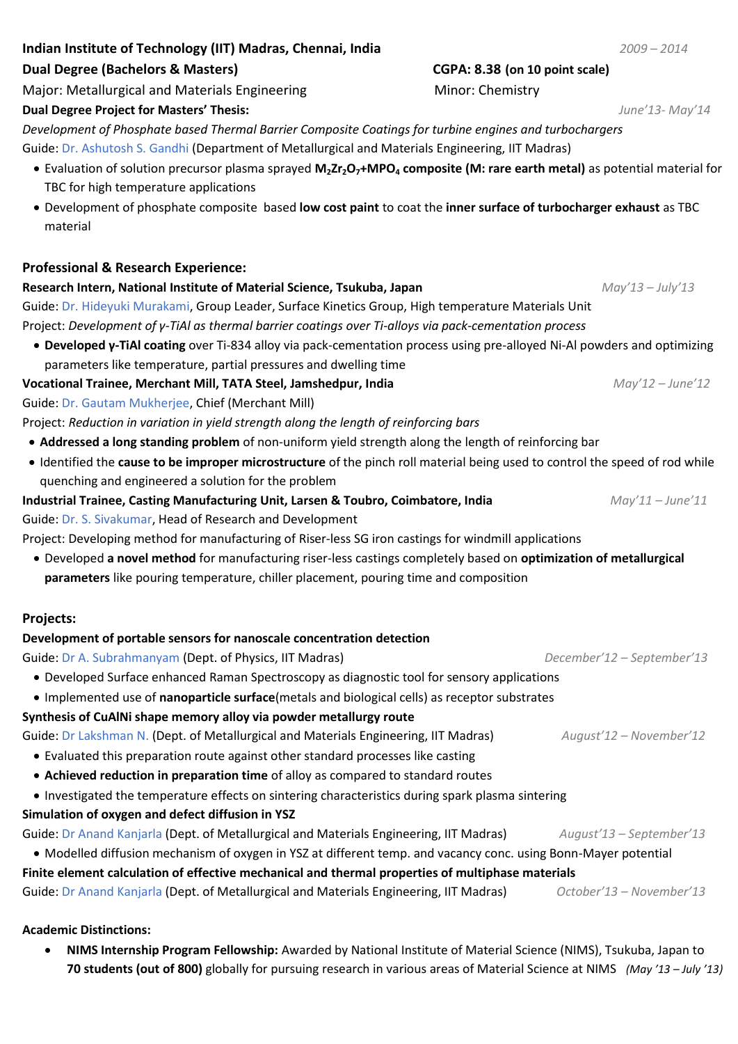**Indian Institute of Technology (IIT) Madras, Chennai, India** *2009 – 2014*

**Dual Degree (Bachelors & Masters)** **CGPA: 8.38 (on 10 point scale)**

Major: Metallurgical and Materials Engineering Minor: Chemistry

**Dual Degree Project for Masters' Thesis:** *June'13- May'14*

*Development of Phosphate based Thermal Barrier Composite Coatings for turbine engines and turbochargers*

Guide: Dr. Ashutosh S. Gandhi (Department of Metallurgical and Materials Engineering, IIT Madras)

- Evaluation of solution precursor plasma sprayed **$M_2Zr_2O_7$+$MPO_4$ composite (M: rare earth metal)** as potential material for TBC for high temperature applications
- Development of phosphate composite based **low cost paint** to coat the **inner surface of turbocharger exhaust** as TBC material

## Professional & Research Experience:

**Research Intern, National Institute of Material Science, Tsukuba, Japan** *May'13 – July'13*

Guide: Dr. Hideyuki Murakami, Group Leader, Surface Kinetics Group, High temperature Materials Unit

Project: *Development of γ-TiAl as thermal barrier coatings over Ti-alloys via pack-cementation process*

- **Developed γ-TiAl coating** over Ti-834 alloy via pack-cementation process using pre-alloyed Ni-Al powders and optimizing parameters like temperature, partial pressures and dwelling time

**Vocational Trainee, Merchant Mill, TATA Steel, Jamshedpur, India** *May'12 – June'12*

Guide: Dr. Gautam Mukherjee, Chief (Merchant Mill)

Project: *Reduction in variation in yield strength along the length of reinforcing bars*

- **Addressed a long standing problem** of non-uniform yield strength along the length of reinforcing bar
- Identified the **cause to be improper microstructure** of the pinch roll material being used to control the speed of rod while quenching and engineered a solution for the problem

**Industrial Trainee, Casting Manufacturing Unit, Larsen & Toubro, Coimbatore, India** *May'11 – June'11*

Guide: Dr. S. Sivakumar, Head of Research and Development

Project: Developing method for manufacturing of Riser-less SG iron castings for windmill applications

- Developed **a novel method** for manufacturing riser-less castings completely based on **optimization of metallurgical parameters** like pouring temperature, chiller placement, pouring time and composition

## Projects:

**Development of portable sensors for nanoscale concentration detection**

Guide: Dr A. Subrahmanyam (Dept. of Physics, IIT Madras) *December'12 – September'13*

- Developed Surface enhanced Raman Spectroscopy as diagnostic tool for sensory applications
- Implemented use of **nanoparticle surface**(metals and biological cells) as receptor substrates

**Synthesis of CuAlNi shape memory alloy via powder metallurgy route**

Guide: Dr Lakshman N. (Dept. of Metallurgical and Materials Engineering, IIT Madras) *August'12 – November'12*

- Evaluated this preparation route against other standard processes like casting
- **Achieved reduction in preparation time** of alloy as compared to standard routes
- Investigated the temperature effects on sintering characteristics during spark plasma sintering

**Simulation of oxygen and defect diffusion in YSZ**

Guide: Dr Anand Kanjarla (Dept. of Metallurgical and Materials Engineering, IIT Madras) *August'13 – September'13*

- Modelled diffusion mechanism of oxygen in YSZ at different temp. and vacancy conc. using Bonn-Mayer potential

**Finite element calculation of effective mechanical and thermal properties of multiphase materials**

Guide: Dr Anand Kanjarla (Dept. of Metallurgical and Materials Engineering, IIT Madras) *October'13 – November'13*

## Academic Distinctions:

- **NIMS Internship Program Fellowship:** Awarded by National Institute of Material Science (NIMS), Tsukuba, Japan to **70 students (out of 800)** globally for pursuing research in various areas of Material Science at NIMS *(May '13 – July '13)*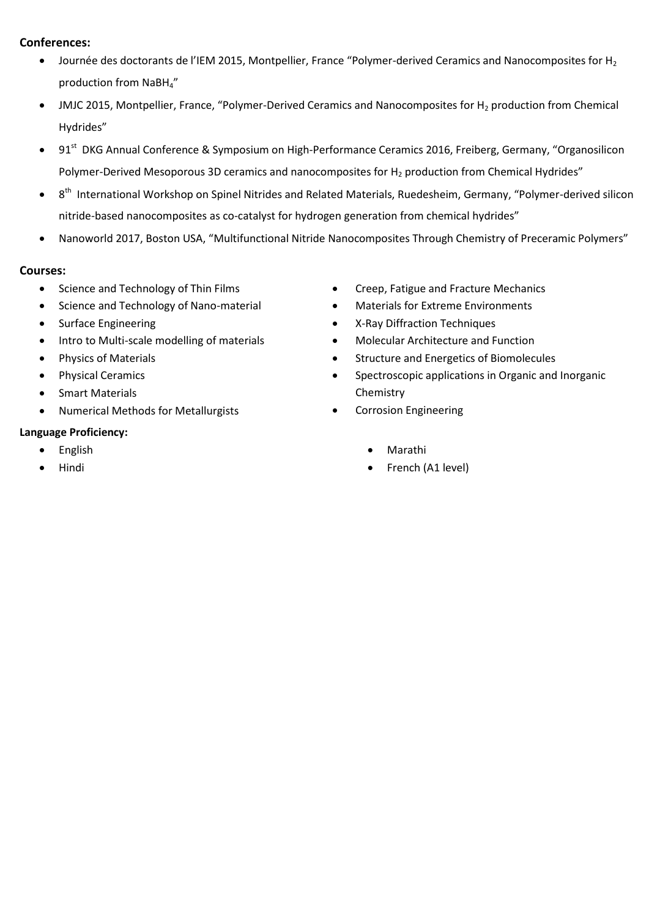**Conferences:**

- Journée des doctorants de l'IEM 2015, Montpellier, France "Polymer-derived Ceramics and Nanocomposites for $H_2$ production from $NaBH_4$"
- JMJC 2015, Montpellier, France, "Polymer-Derived Ceramics and Nanocomposites for $H_2$ production from Chemical Hydrides"
- 91st DKG Annual Conference & Symposium on High-Performance Ceramics 2016, Freiberg, Germany, "Organosilicon Polymer-Derived Mesoporous 3D ceramics and nanocomposites for $H_2$ production from Chemical Hydrides"
- 8th International Workshop on Spinel Nitrides and Related Materials, Ruedesheim, Germany, "Polymer-derived silicon nitride-based nanocomposites as co-catalyst for hydrogen generation from chemical hydrides"
- Nanoworld 2017, Boston USA, "Multifunctional Nitride Nanocomposites Through Chemistry of Preceramic Polymers"

**Courses:**

- Science and Technology of Thin Films
- Science and Technology of Nano-material
- Surface Engineering
- Intro to Multi-scale modelling of materials
- Physics of Materials
- Physical Ceramics
- Smart Materials
- Numerical Methods for Metallurgists
- Creep, Fatigue and Fracture Mechanics
- Materials for Extreme Environments
- X-Ray Diffraction Techniques
- Molecular Architecture and Function
- Structure and Energetics of Biomolecules
- Spectroscopic applications in Organic and Inorganic Chemistry
- Corrosion Engineering

**Language Proficiency:**

- English
- Hindi
- Marathi
- French (A1 level)